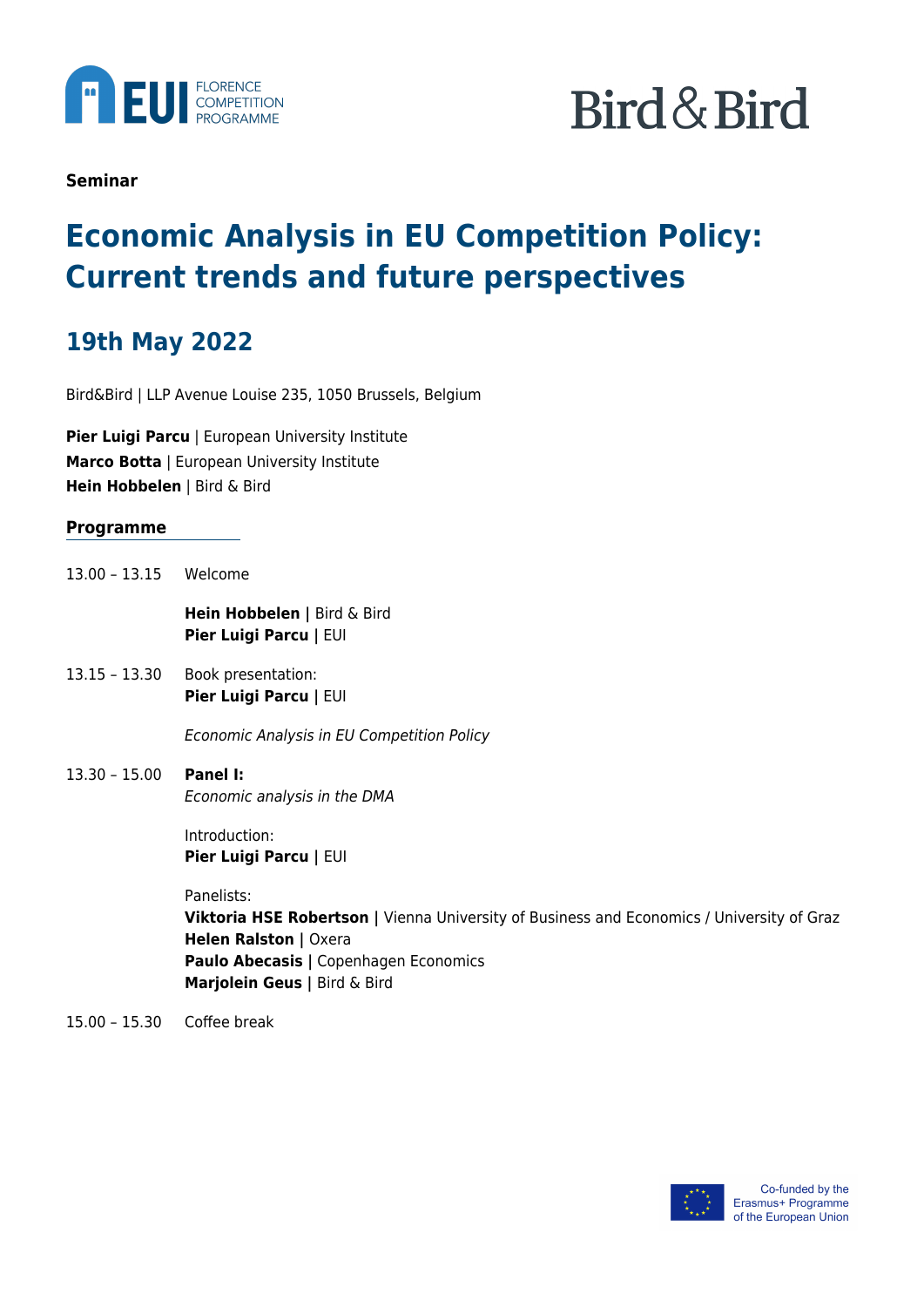**Seminar**

# Economic Analysis in EU Competition Policy: Current trends and future perspectives

## 19th May 2022

Bird&Bird | LLP Avenue Louise 235, 1050 Brussels, Belgium

**Pier Luigi Parcu** | European University Institute
**Marco Botta** | European University Institute
**Hein Hobbelen** | Bird & Bird

**Programme**

13.00 – 13.15 Welcome

**Hein Hobbelen |** Bird & Bird
**Pier Luigi Parcu |** EUI

13.15 – 13.30 Book presentation:
**Pier Luigi Parcu |** EUI

*Economic Analysis in EU Competition Policy*

13.30 – 15.00 **Panel I:**
*Economic analysis in the DMA*

Introduction:
**Pier Luigi Parcu |** EUI

Panelists:
**Viktoria HSE Robertson |** Vienna University of Business and Economics / University of Graz
**Helen Ralston |** Oxera
**Paulo Abecasis |** Copenhagen Economics
**Marjolein Geus |** Bird & Bird

15.00 – 15.30 Coffee break

Co-funded by the Erasmus+ Programme of the European Union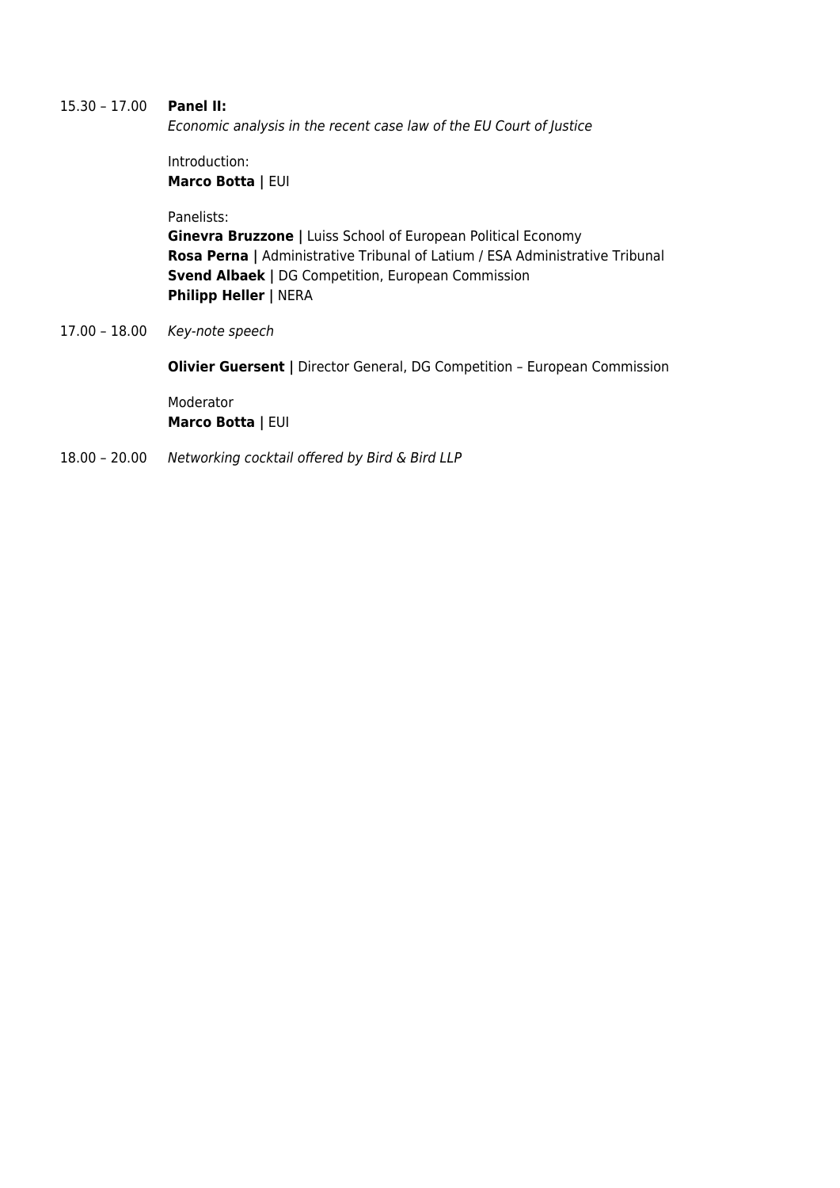15.30 – 17.00 **Panel II:**

*Economic analysis in the recent case law of the EU Court of Justice*

Introduction:
**Marco Botta |** EUI

Panelists:
**Ginevra Bruzzone |** Luiss School of European Political Economy
**Rosa Perna |** Administrative Tribunal of Latium / ESA Administrative Tribunal
**Svend Albaek |** DG Competition, European Commission
**Philipp Heller |** NERA

17.00 – 18.00 *Key-note speech*

**Olivier Guersent |** Director General, DG Competition – European Commission

Moderator
**Marco Botta |** EUI

18.00 – 20.00 *Networking cocktail offered by Bird & Bird LLP*